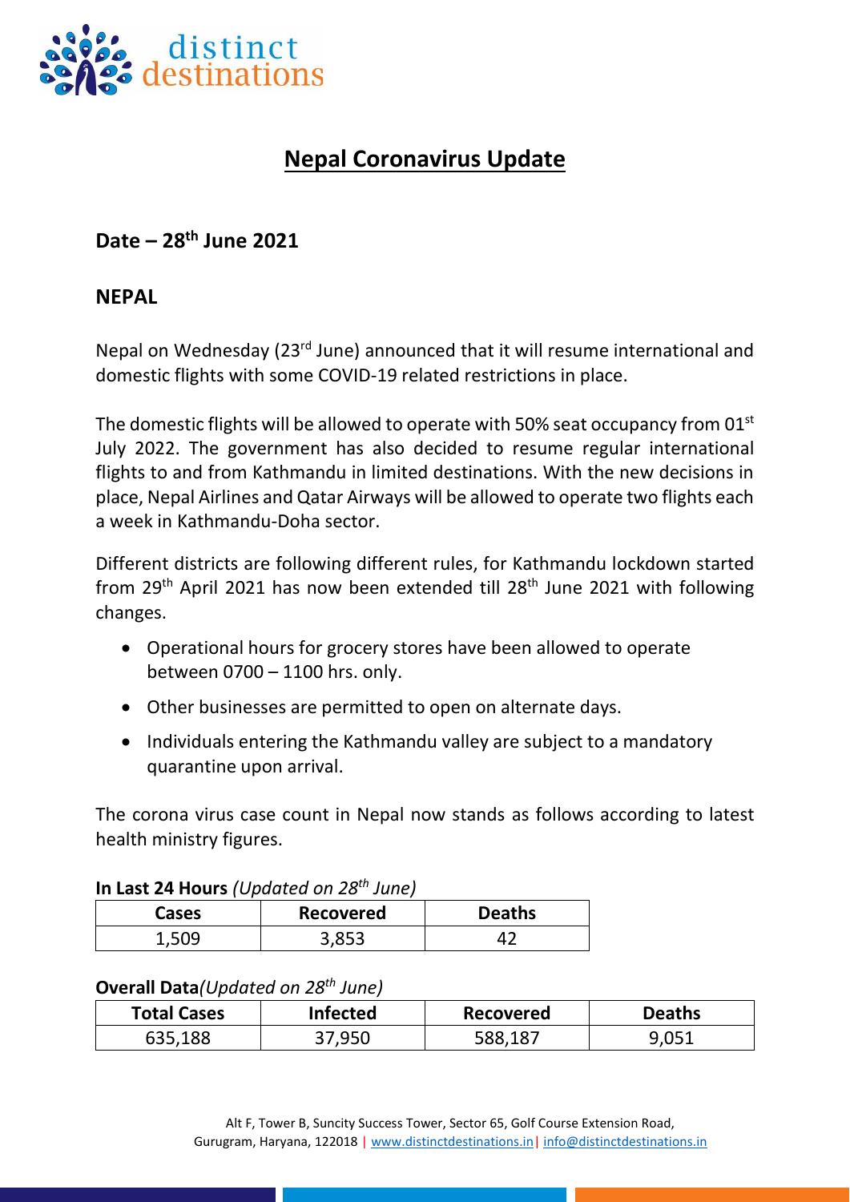# Nepal Coronavirus Update

## Date – 28th June 2021

## NEPAL

Nepal on Wednesday (23rd June) announced that it will resume international and domestic flights with some COVID-19 related restrictions in place.

The domestic flights will be allowed to operate with 50% seat occupancy from 01st July 2022. The government has also decided to resume regular international flights to and from Kathmandu in limited destinations. With the new decisions in place, Nepal Airlines and Qatar Airways will be allowed to operate two flights each a week in Kathmandu-Doha sector.

Different districts are following different rules, for Kathmandu lockdown started from 29th April 2021 has now been extended till 28th June 2021 with following changes.

- Operational hours for grocery stores have been allowed to operate between 0700 – 1100 hrs. only.
- Other businesses are permitted to open on alternate days.
- Individuals entering the Kathmandu valley are subject to a mandatory quarantine upon arrival.

The corona virus case count in Nepal now stands as follows according to latest health ministry figures.

**In Last 24 Hours** *(Updated on 28th June)*

| Cases | Recovered | Deaths |
|---|---|---|
| 1,509 | 3,853 | 42 |

**Overall Data***(Updated on 28th June)*

| Total Cases | Infected | Recovered | Deaths |
|---|---|---|---|
| 635,188 | 37,950 | 588,187 | 9,051 |

Alt F, Tower B, Suncity Success Tower, Sector 65, Golf Course Extension Road, Gurugram, Haryana, 122018 | www.distinctdestinations.in | info@distinctdestinations.in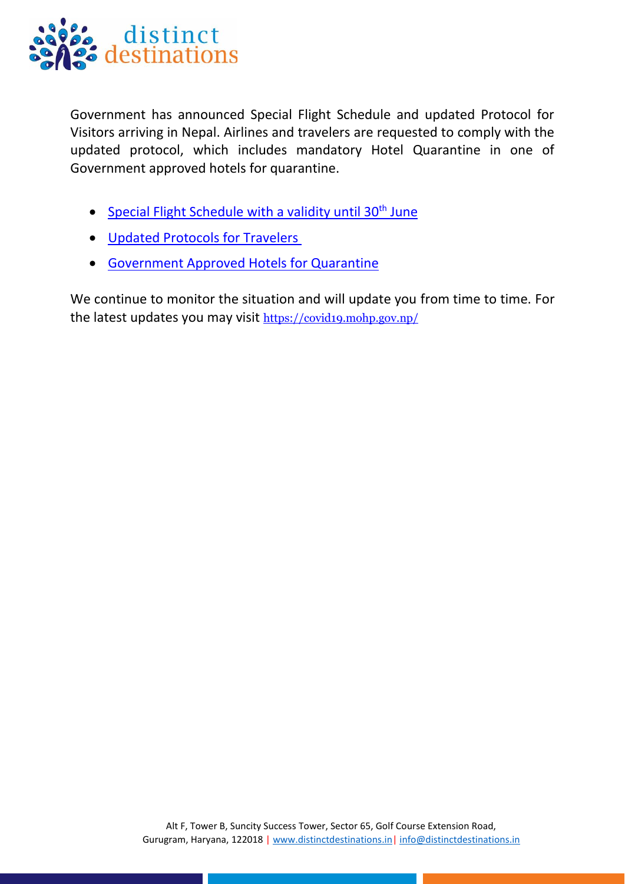Government has announced Special Flight Schedule and updated Protocol for Visitors arriving in Nepal. Airlines and travelers are requested to comply with the updated protocol, which includes mandatory Hotel Quarantine in one of Government approved hotels for quarantine.

- Special Flight Schedule with a validity until 30th June
- Updated Protocols for Travelers
- Government Approved Hotels for Quarantine

We continue to monitor the situation and will update you from time to time. For the latest updates you may visit https://covid19.mohp.gov.np/

Alt F, Tower B, Suncity Success Tower, Sector 65, Golf Course Extension Road, Gurugram, Haryana, 122018 | www.distinctdestinations.in | info@distinctdestinations.in